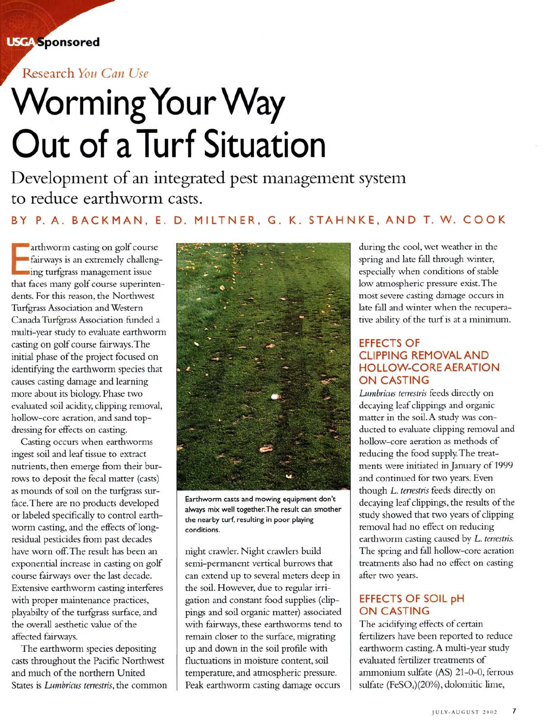USGA Sponsored

Research *You Can Use*

# Worming Your Way Out of a Turf Situation

Development of an integrated pest management system to reduce earthworm casts.

BY P. A. BACKMAN, E. D. MILTNER, G. K. STAHNKE, AND T. W. COOK

Earthworm casting on golf course fairways is an extremely challenging turfgrass management issue that faces many golf course superintendents. For this reason, the Northwest Turfgrass Association and Western Canada Turfgrass Association funded a multi-year study to evaluate earthworm casting on golf course fairways. The initial phase of the project focused on identifying the earthworm species that causes casting damage and learning more about its biology. Phase two evaluated soil acidity, clipping removal, hollow-core aeration, and sand topdressing for effects on casting.

Casting occurs when earthworms ingest soil and leaf tissue to extract nutrients, then emerge from their burrows to deposit the fecal matter (casts) as mounds of soil on the turfgrass surface. There are no products developed or labeled specifically to control earthworm casting, and the effects of long-residual pesticides from past decades have worn off. The result has been an exponential increase in casting on golf course fairways over the last decade. Extensive earthworm casting interferes with proper maintenance practices, playabilty of the turfgrass surface, and the overall aesthetic value of the affected fairways.

The earthworm species depositing casts throughout the Pacific Northwest and much of the northern United States is *Lumbricus terrestris*, the common night crawler. Night crawlers build semi-permanent vertical burrows that can extend up to several meters deep in the soil. However, due to regular irrigation and constant food supplies (clippings and soil organic matter) associated with fairways, these earthworms tend to remain closer to the surface, migrating up and down in the soil profile with fluctuations in moisture content, soil temperature, and atmospheric pressure. Peak earthworm casting damage occurs during the cool, wet weather in the spring and late fall through winter, especially when conditions of stable low atmospheric pressure exist. The most severe casting damage occurs in late fall and winter when the recuperative ability of the turf is at a minimum.

Earthworm casts and mowing equipment don't always mix well together. The result can smother the nearby turf, resulting in poor playing conditions.

## EFFECTS OF CLIPPING REMOVAL AND HOLLOW-CORE AERATION ON CASTING

*Lumbricus terrestris* feeds directly on decaying leaf clippings and organic matter in the soil. A study was conducted to evaluate clipping removal and hollow-core aeration as methods of reducing the food supply. The treatments were initiated in January of 1999 and continued for two years. Even though *L. terrestris* feeds directly on decaying leaf clippings, the results of the study showed that two years of clipping removal had no effect on reducing earthworm casting caused by *L. terrestris*. The spring and fall hollow-core aeration treatments also had no effect on casting after two years.

## EFFECTS OF SOIL pH ON CASTING

The acidifying effects of certain fertilizers have been reported to reduce earthworm casting. A multi-year study evaluated fertilizer treatments of ammonium sulfate (AS) 21-0-0, ferrous sulfate ($FeSO_4$)(20%), dolomitic lime,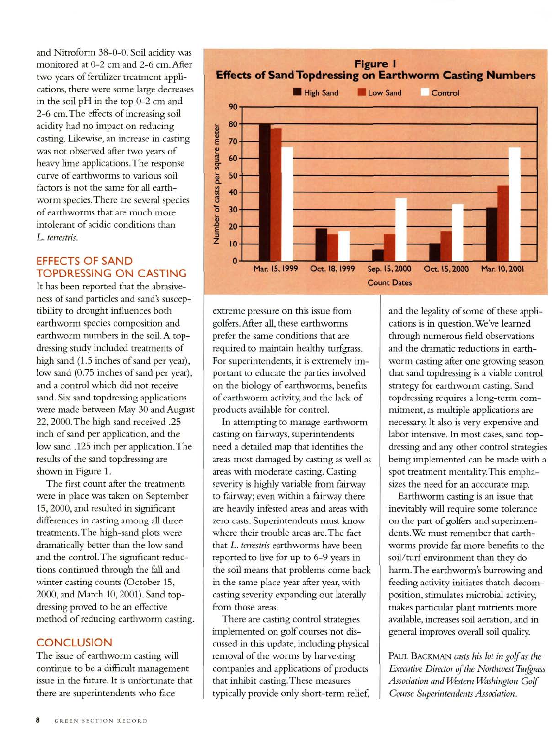and Nitroform 38-0-0. Soil acidity was monitored at 0-2 cm and 2-6 cm. After two years of fertilizer treatment applications, there were some large decreases in the soil pH in the top 0-2 cm and 2-6 cm. The effects of increasing soil acidity had no impact on reducing casting. Likewise, an increase in casting was not observed after two years of heavy lime applications. The response curve of earthworms to various soil factors is not the same for all earthworm species. There are several species of earthworms that are much more intolerant of acidic conditions than *L. terrestris*.

## EFFECTS OF SAND TOPDRESSING ON CASTING

It has been reported that the abrasiveness of sand particles and sand's susceptibility to drought influences both earthworm species composition and earthworm numbers in the soil. A topdressing study included treatments of high sand (1.5 inches of sand per year), low sand (0.75 inches of sand per year), and a control which did not receive sand. Six sand topdressing applications were made between May 30 and August 22, 2000. The high sand received .25 inch of sand per application, and the low sand .125 inch per application. The results of the sand topdressing are shown in Figure 1.

**Figure 1**
**Effects of Sand Topdressing on Earthworm Casting Numbers**

High Sand
Low Sand
Control

Number of casts per square meter

0
10
20
30
40
50
60
70
80
90

Mar. 15, 1999
Oct. 18, 1999
Sep. 15, 2000
Oct. 15, 2000
Mar. 10, 2001

Count Dates

The first count after the treatments were in place was taken on September 15, 2000, and resulted in significant differences in casting among all three treatments. The high-sand plots were dramatically better than the low sand and the control. The significant reductions continued through the fall and winter casting counts (October 15, 2000, and March 10, 2001). Sand topdressing proved to be an effective method of reducing earthworm casting.

## CONCLUSION

The issue of earthworm casting will continue to be a difficult management issue in the future. It is unfortunate that there are superintendents who face extreme pressure on this issue from golfers. After all, these earthworms prefer the same conditions that are required to maintain healthy turfgrass. For superintendents, it is extremely important to educate the parties involved on the biology of earthworms, benefits of earthworm activity, and the lack of products available for control.

In attempting to manage earthworm casting on fairways, superintendents need a detailed map that identifies the areas most damaged by casting as well as areas with moderate casting. Casting severity is highly variable from fairway to fairway; even within a fairway there are heavily infested areas and areas with zero casts. Superintendents must know where their trouble areas are. The fact that *L. terrestris* earthworms have been reported to live for up to 6-9 years in the soil means that problems come back in the same place year after year, with casting severity expanding out laterally from those areas.

There are casting control strategies implemented on golf courses not discussed in this update, including physical removal of the worms by harvesting companies and applications of products that inhibit casting. These measures typically provide only short-term relief, and the legality of some of these applications is in question. We've learned through numerous field observations and the dramatic reductions in earthworm casting after one growing season that sand topdressing is a viable control strategy for earthworm casting. Sand topdressing requires a long-term commitment, as multiple applications are necessary. It also is very expensive and labor intensive. In most cases, sand topdressing and any other control strategies being implemented can be made with a spot treatment mentality. This emphasizes the need for an acccurate map.

Earthworm casting is an issue that inevitably will require some tolerance on the part of golfers and superintendents. We must remember that earthworms provide far more benefits to the soil/turf environment than they do harm. The earthworm's burrowing and feeding activity initiates thatch decomposition, stimulates microbial activity, makes particular plant nutrients more available, increases soil aeration, and in general improves overall soil quality.

PAUL BACKMAN *casts his lot in golf as the Executive Director of the Northwest Turfgrass Association and Western Washington Golf Course Superintendents Association.*